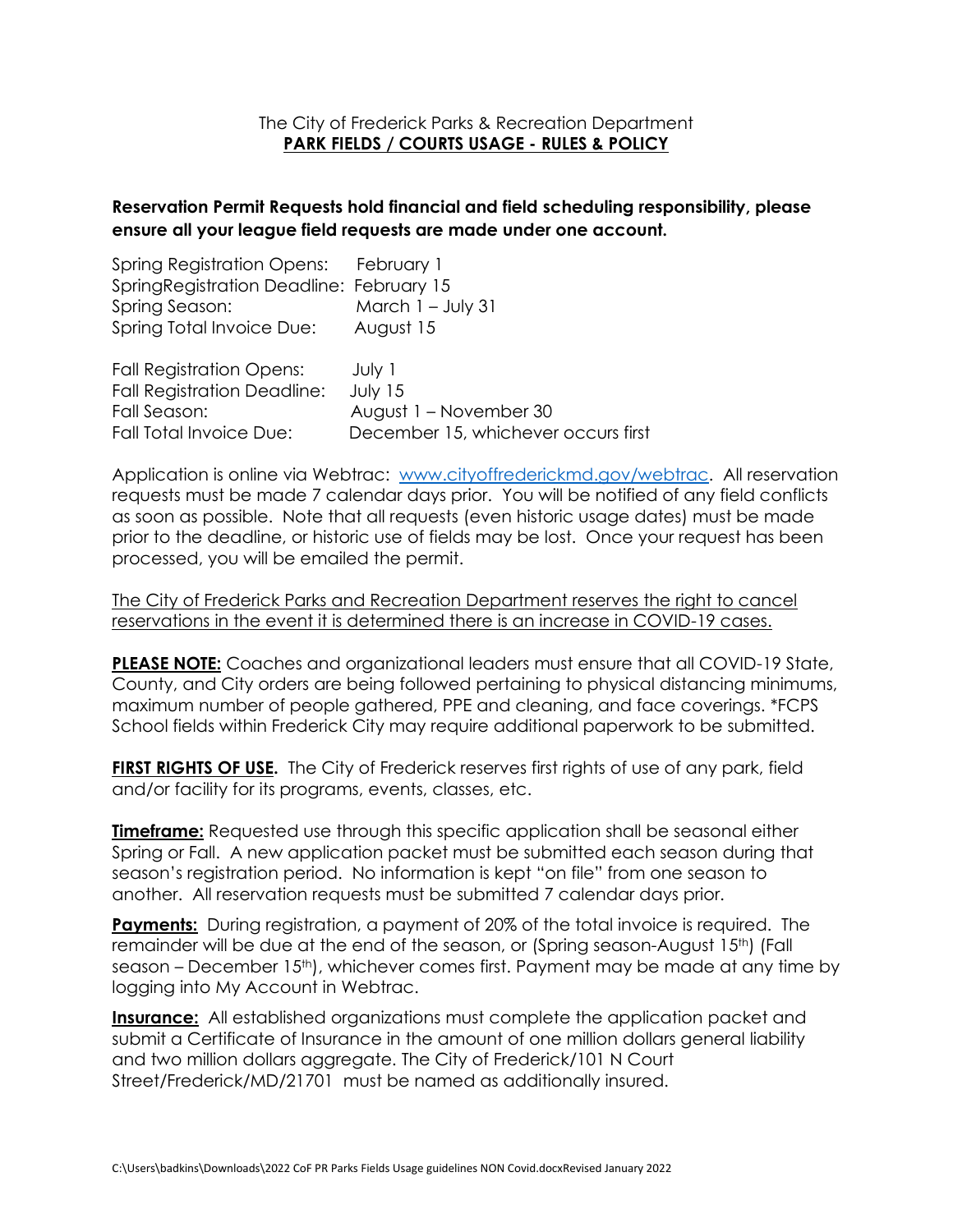The City of Frederick Parks & Recreation Department

# PARK FIELDS / COURTS USAGE - RULES & POLICY

**Reservation Permit Requests hold financial and field scheduling responsibility, please ensure all your league field requests are made under one account.**

Spring Registration Opens: February 1
SpringRegistration Deadline: February 15
Spring Season: March 1 – July 31
Spring Total Invoice Due: August 15

Fall Registration Opens: July 1
Fall Registration Deadline: July 15
Fall Season: August 1 – November 30
Fall Total Invoice Due: December 15, whichever occurs first

Application is online via Webtrac: [www.cityoffrederickmd.gov/webtrac](www.cityoffrederickmd.gov/webtrac). All reservation requests must be made 7 calendar days prior. You will be notified of any field conflicts as soon as possible. Note that all requests (even historic usage dates) must be made prior to the deadline, or historic use of fields may be lost. Once your request has been processed, you will be emailed the permit.

<u>The City of Frederick Parks and Recreation Department reserves the right to cancel reservations in the event it is determined there is an increase in COVID-19 cases.</u>

**<u>PLEASE NOTE:</u>** Coaches and organizational leaders must ensure that all COVID-19 State, County, and City orders are being followed pertaining to physical distancing minimums, maximum number of people gathered, PPE and cleaning, and face coverings. *FCPS School fields within Frederick City may require additional paperwork to be submitted.

**<u>FIRST RIGHTS OF USE</u>.** The City of Frederick reserves first rights of use of any park, field and/or facility for its programs, events, classes, etc.

**<u>Timeframe:</u>** Requested use through this specific application shall be seasonal either Spring or Fall. A new application packet must be submitted each season during that season's registration period. No information is kept "on file" from one season to another. All reservation requests must be submitted 7 calendar days prior.

**<u>Payments:</u>** During registration, a payment of 20% of the total invoice is required. The remainder will be due at the end of the season, or (Spring season-August 15th) (Fall season – December 15th), whichever comes first. Payment may be made at any time by logging into My Account in Webtrac.

**<u>Insurance:</u>** All established organizations must complete the application packet and submit a Certificate of Insurance in the amount of one million dollars general liability and two million dollars aggregate. The City of Frederick/101 N Court Street/Frederick/MD/21701 must be named as additionally insured.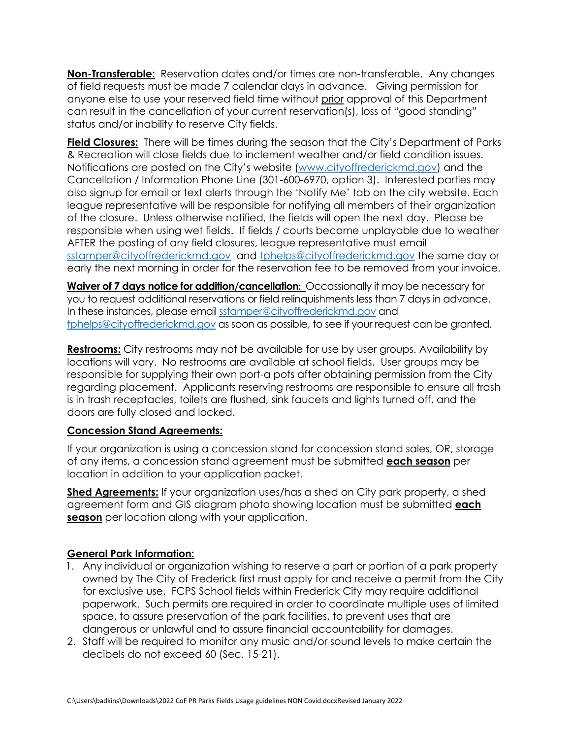**Non-Transferable:** Reservation dates and/or times are non-transferable. Any changes of field requests must be made 7 calendar days in advance. Giving permission for anyone else to use your reserved field time without prior approval of this Department can result in the cancellation of your current reservation(s), loss of "good standing" status and/or inability to reserve City fields.

**Field Closures:** There will be times during the season that the City's Department of Parks & Recreation will close fields due to inclement weather and/or field condition issues. Notifications are posted on the City's website (www.cityoffrederickmd.gov) and the Cancellation / Information Phone Line (301-600-6970, option 3). Interested parties may also signup for email or text alerts through the 'Notify Me' tab on the city website. Each league representative will be responsible for notifying all members of their organization of the closure. Unless otherwise notified, the fields will open the next day. Please be responsible when using wet fields. If fields / courts become unplayable due to weather AFTER the posting of any field closures, league representative must email sstamper@cityoffrederickmd.gov and tphelps@cityoffrederickmd.gov the same day or early the next morning in order for the reservation fee to be removed from your invoice.

**Waiver of 7 days notice for addition/cancellation:** Occassionally it may be necessary for you to request additional reservations or field relinquishments less than 7 days in advance. In these instances, please email sstamper@cityoffrederickmd.gov and tphelps@cityoffrederickmd.gov as soon as possible, to see if your request can be granted.

**Restrooms:** City restrooms may not be available for use by user groups. Availability by locations will vary. No restrooms are available at school fields. User groups may be responsible for supplying their own port-a pots after obtaining permission from the City regarding placement. Applicants reserving restrooms are responsible to ensure all trash is in trash receptacles, toilets are flushed, sink faucets and lights turned off, and the doors are fully closed and locked.

**Concession Stand Agreements:**

If your organization is using a concession stand for concession stand sales, OR, storage of any items, a concession stand agreement must be submitted **each season** per location in addition to your application packet.

**Shed Agreements:** If your organization uses/has a shed on City park property, a shed agreement form and GIS diagram photo showing location must be submitted **each season** per location along with your application.

**General Park Information:**

1. Any individual or organization wishing to reserve a part or portion of a park property owned by The City of Frederick first must apply for and receive a permit from the City for exclusive use. FCPS School fields within Frederick City may require additional paperwork. Such permits are required in order to coordinate multiple uses of limited space, to assure preservation of the park facilities, to prevent uses that are dangerous or unlawful and to assure financial accountability for damages.
2. Staff will be required to monitor any music and/or sound levels to make certain the decibels do not exceed 60 (Sec. 15-21).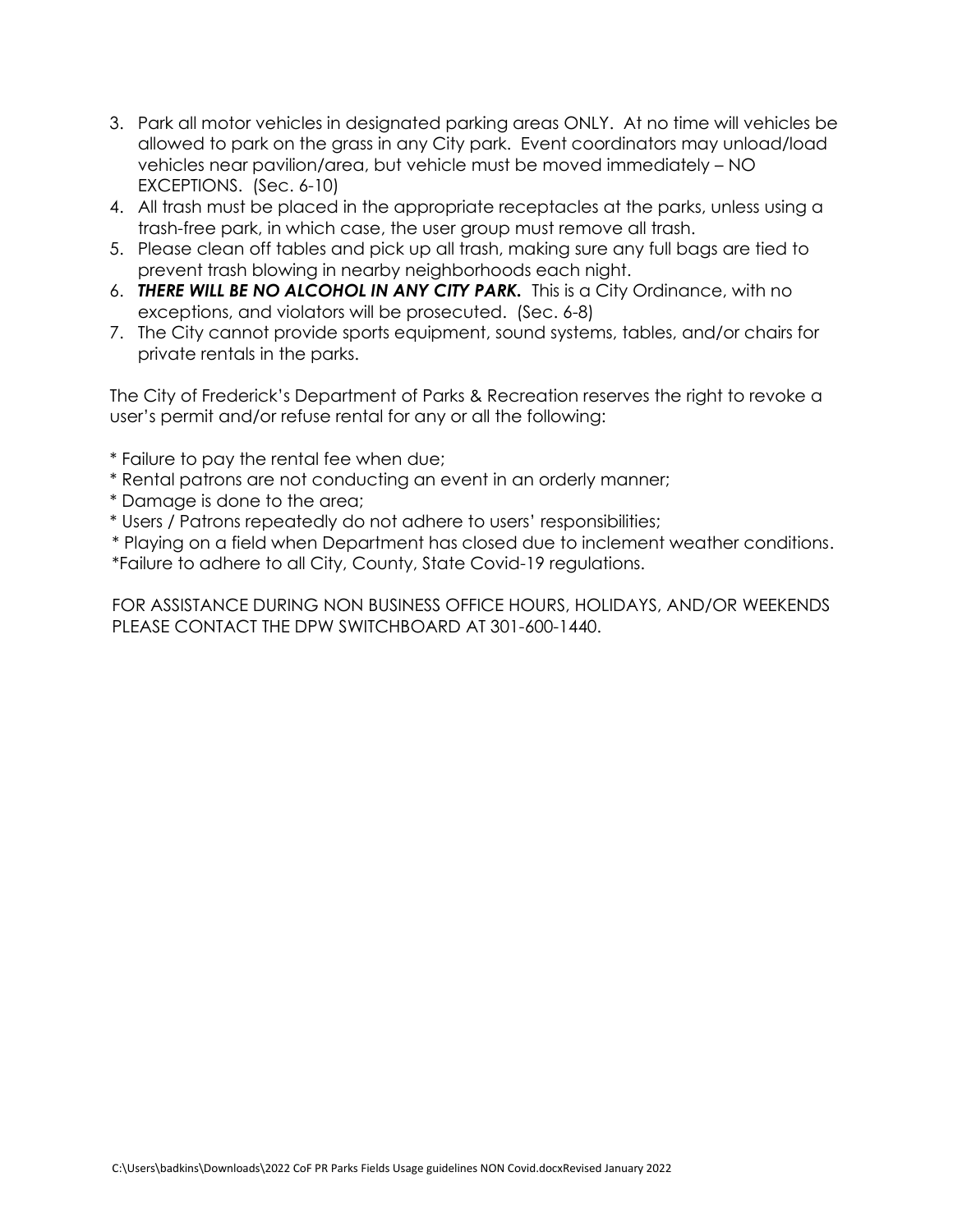3. Park all motor vehicles in designated parking areas ONLY. At no time will vehicles be allowed to park on the grass in any City park. Event coordinators may unload/load vehicles near pavilion/area, but vehicle must be moved immediately – NO EXCEPTIONS. (Sec. 6-10)
4. All trash must be placed in the appropriate receptacles at the parks, unless using a trash-free park, in which case, the user group must remove all trash.
5. Please clean off tables and pick up all trash, making sure any full bags are tied to prevent trash blowing in nearby neighborhoods each night.
6. ***THERE WILL BE NO ALCOHOL IN ANY CITY PARK.*** This is a City Ordinance, with no exceptions, and violators will be prosecuted. (Sec. 6-8)
7. The City cannot provide sports equipment, sound systems, tables, and/or chairs for private rentals in the parks.

The City of Frederick's Department of Parks & Recreation reserves the right to revoke a user's permit and/or refuse rental for any or all the following:

* Failure to pay the rental fee when due;
* Rental patrons are not conducting an event in an orderly manner;
* Damage is done to the area;
* Users / Patrons repeatedly do not adhere to users' responsibilities;
* Playing on a field when Department has closed due to inclement weather conditions.
*Failure to adhere to all City, County, State Covid-19 regulations.

FOR ASSISTANCE DURING NON BUSINESS OFFICE HOURS, HOLIDAYS, AND/OR WEEKENDS PLEASE CONTACT THE DPW SWITCHBOARD AT 301-600-1440.